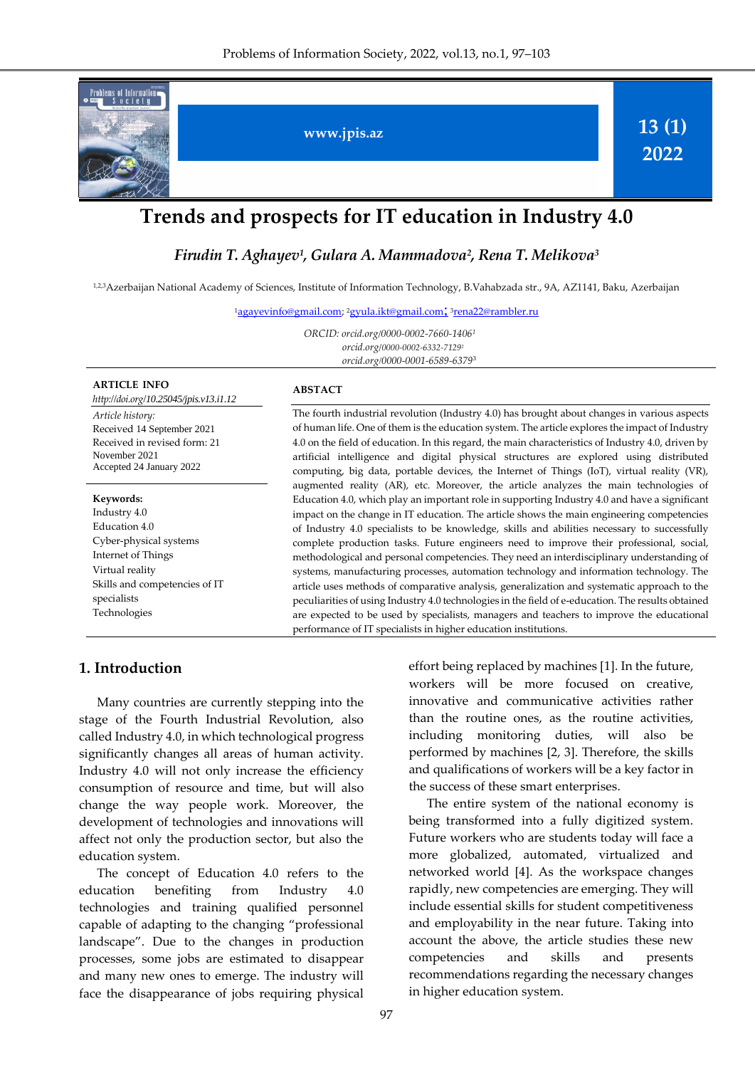www.jpis.az

13 (1) 2022

# Trends and prospects for IT education in Industry 4.0

***Firudin T. Aghayev[1], Gulara A. Mammadova[2], Rena T. Melikova[3]***

[1,2,3]Azerbaijan National Academy of Sciences, Institute of Information Technology, B.Vahabzada str., 9A, AZ1141, Baku, Azerbaijan

[1]agayevinfo@gmail.com; [2]gyula.ikt@gmail.com; [3]rena22@rambler.ru

*ORCID: orcid.org/0000-0002-7660-1406[1]*
*orcid.org/0000-0002-6332-7129[2]*
*orcid.org/0000-0001-6589-6379[3]*

**ARTICLE INFO**

*http://doi.org/10.25045/jpis.v13.i1.12*

*Article history:*
Received 14 September 2021
Received in revised form: 21 November 2021
Accepted 24 January 2022

**Keywords:**
Industry 4.0
Education 4.0
Cyber-physical systems
Internet of Things
Virtual reality
Skills and competencies of IT specialists
Technologies

**ABSTACT**

The fourth industrial revolution (Industry 4.0) has brought about changes in various aspects of human life. One of them is the education system. The article explores the impact of Industry 4.0 on the field of education. In this regard, the main characteristics of Industry 4.0, driven by artificial intelligence and digital physical structures are explored using distributed computing, big data, portable devices, the Internet of Things (IoT), virtual reality (VR), augmented reality (AR), etc. Moreover, the article analyzes the main technologies of Education 4.0, which play an important role in supporting Industry 4.0 and have a significant impact on the change in IT education. The article shows the main engineering competencies of Industry 4.0 specialists to be knowledge, skills and abilities necessary to successfully complete production tasks. Future engineers need to improve their professional, social, methodological and personal competencies. They need an interdisciplinary understanding of systems, manufacturing processes, automation technology and information technology. The article uses methods of comparative analysis, generalization and systematic approach to the peculiarities of using Industry 4.0 technologies in the field of e-education. The results obtained are expected to be used by specialists, managers and teachers to improve the educational performance of IT specialists in higher education institutions.

## 1. Introduction

Many countries are currently stepping into the stage of the Fourth Industrial Revolution, also called Industry 4.0, in which technological progress significantly changes all areas of human activity. Industry 4.0 will not only increase the efficiency consumption of resource and time, but will also change the way people work. Moreover, the development of technologies and innovations will affect not only the production sector, but also the education system.

The concept of Education 4.0 refers to the education benefiting from Industry 4.0 technologies and training qualified personnel capable of adapting to the changing "professional landscape". Due to the changes in production processes, some jobs are estimated to disappear and many new ones to emerge. The industry will face the disappearance of jobs requiring physical effort being replaced by machines [1]. In the future, workers will be more focused on creative, innovative and communicative activities rather than the routine ones, as the routine activities, including monitoring duties, will also be performed by machines [2, 3]. Therefore, the skills and qualifications of workers will be a key factor in the success of these smart enterprises.

The entire system of the national economy is being transformed into a fully digitized system. Future workers who are students today will face a more globalized, automated, virtualized and networked world [4]. As the workspace changes rapidly, new competencies are emerging. They will include essential skills for student competitiveness and employability in the near future. Taking into account the above, the article studies these new competencies and skills and presents recommendations regarding the necessary changes in higher education system.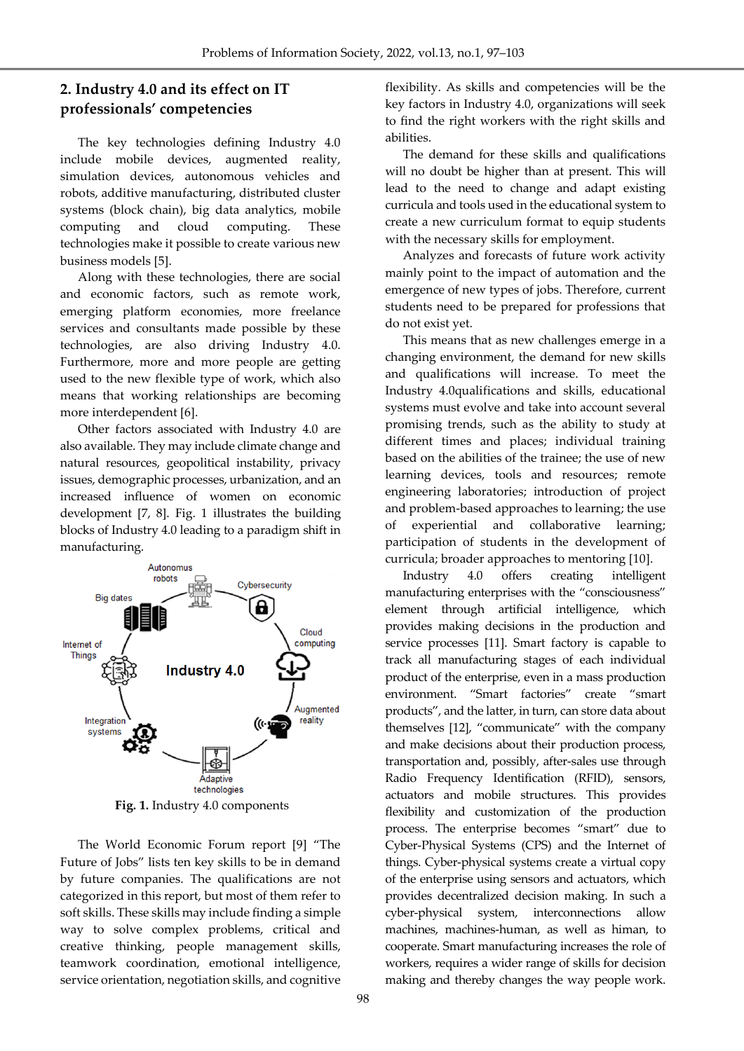## 2. Industry 4.0 and its effect on IT professionals' competencies

The key technologies defining Industry 4.0 include mobile devices, augmented reality, simulation devices, autonomous vehicles and robots, additive manufacturing, distributed cluster systems (block chain), big data analytics, mobile computing and cloud computing. These technologies make it possible to create various new business models [5].

Along with these technologies, there are social and economic factors, such as remote work, emerging platform economies, more freelance services and consultants made possible by these technologies, are also driving Industry 4.0. Furthermore, more and more people are getting used to the new flexible type of work, which also means that working relationships are becoming more interdependent [6].

Other factors associated with Industry 4.0 are also available. They may include climate change and natural resources, geopolitical instability, privacy issues, demographic processes, urbanization, and an increased influence of women on economic development [7, 8]. Fig. 1 illustrates the building blocks of Industry 4.0 leading to a paradigm shift in manufacturing.

**Fig. 1.** Industry 4.0 components

The World Economic Forum report [9] "The Future of Jobs" lists ten key skills to be in demand by future companies. The qualifications are not categorized in this report, but most of them refer to soft skills. These skills may include finding a simple way to solve complex problems, critical and creative thinking, people management skills, teamwork coordination, emotional intelligence, service orientation, negotiation skills, and cognitive flexibility. As skills and competencies will be the key factors in Industry 4.0, organizations will seek to find the right workers with the right skills and abilities.

The demand for these skills and qualifications will no doubt be higher than at present. This will lead to the need to change and adapt existing curricula and tools used in the educational system to create a new curriculum format to equip students with the necessary skills for employment.

Analyzes and forecasts of future work activity mainly point to the impact of automation and the emergence of new types of jobs. Therefore, current students need to be prepared for professions that do not exist yet.

This means that as new challenges emerge in a changing environment, the demand for new skills and qualifications will increase. To meet the Industry 4.0qualifications and skills, educational systems must evolve and take into account several promising trends, such as the ability to study at different times and places; individual training based on the abilities of the trainee; the use of new learning devices, tools and resources; remote engineering laboratories; introduction of project and problem-based approaches to learning; the use of experiential and collaborative learning; participation of students in the development of curricula; broader approaches to mentoring [10].

Industry 4.0 offers creating intelligent manufacturing enterprises with the "consciousness" element through artificial intelligence, which provides making decisions in the production and service processes [11]. Smart factory is capable to track all manufacturing stages of each individual product of the enterprise, even in a mass production environment. "Smart factories" create "smart products", and the latter, in turn, can store data about themselves [12], "communicate" with the company and make decisions about their production process, transportation and, possibly, after-sales use through Radio Frequency Identification (RFID), sensors, actuators and mobile structures. This provides flexibility and customization of the production process. The enterprise becomes "smart" due to Cyber-Physical Systems (CPS) and the Internet of things. Cyber-physical systems create a virtual copy of the enterprise using sensors and actuators, which provides decentralized decision making. In such a cyber-physical system, interconnections allow machines, machines-human, as well as himan, to cooperate. Smart manufacturing increases the role of workers, requires a wider range of skills for decision making and thereby changes the way people work.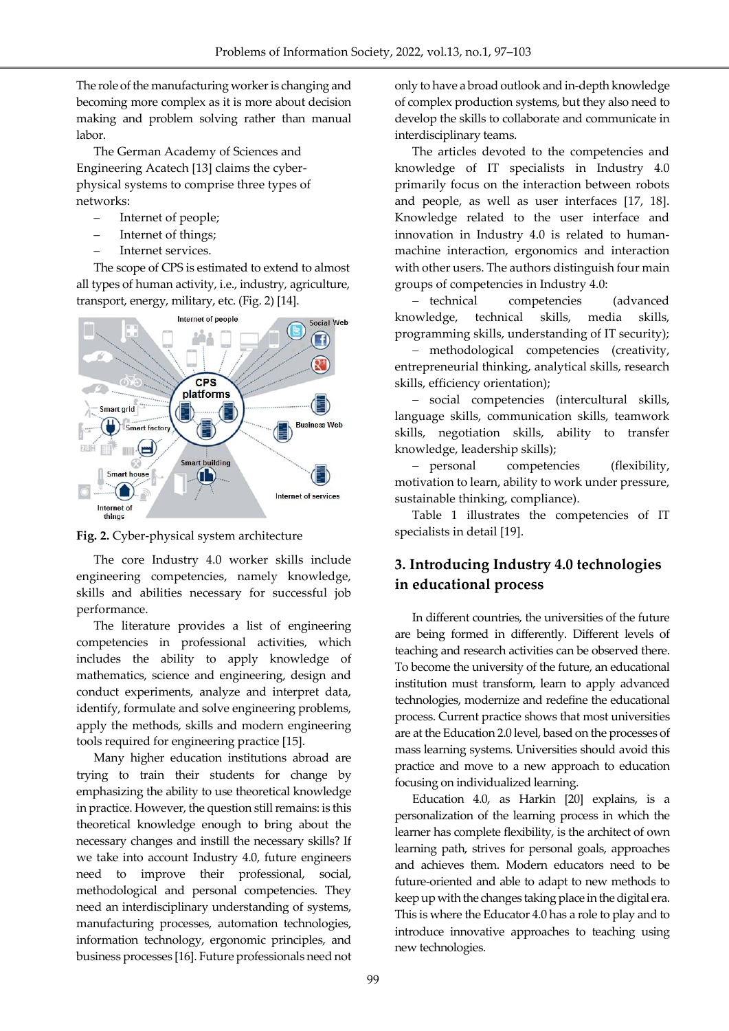The role of the manufacturing worker is changing and becoming more complex as it is more about decision making and problem solving rather than manual labor.

The German Academy of Sciences and Engineering Acatech [13] claims the cyber-physical systems to comprise three types of networks:

- Internet of people;
- Internet of things;
- Internet services.

The scope of CPS is estimated to extend to almost all types of human activity, i.e., industry, agriculture, transport, energy, military, etc. (Fig. 2) [14].

**Fig. 2.** Cyber-physical system architecture

The core Industry 4.0 worker skills include engineering competencies, namely knowledge, skills and abilities necessary for successful job performance.

The literature provides a list of engineering competencies in professional activities, which includes the ability to apply knowledge of mathematics, science and engineering, design and conduct experiments, analyze and interpret data, identify, formulate and solve engineering problems, apply the methods, skills and modern engineering tools required for engineering practice [15].

Many higher education institutions abroad are trying to train their students for change by emphasizing the ability to use theoretical knowledge in practice. However, the question still remains: is this theoretical knowledge enough to bring about the necessary changes and instill the necessary skills? If we take into account Industry 4.0, future engineers need to improve their professional, social, methodological and personal competencies. They need an interdisciplinary understanding of systems, manufacturing processes, automation technologies, information technology, ergonomic principles, and business processes [16]. Future professionals need not only to have a broad outlook and in-depth knowledge of complex production systems, but they also need to develop the skills to collaborate and communicate in interdisciplinary teams.

The articles devoted to the competencies and knowledge of IT specialists in Industry 4.0 primarily focus on the interaction between robots and people, as well as user interfaces [17, 18]. Knowledge related to the user interface and innovation in Industry 4.0 is related to human-machine interaction, ergonomics and interaction with other users. The authors distinguish four main groups of competencies in Industry 4.0:

- technical competencies (advanced knowledge, technical skills, media skills, programming skills, understanding of IT security);
- methodological competencies (creativity, entrepreneurial thinking, analytical skills, research skills, efficiency orientation);
- social competencies (intercultural skills, language skills, communication skills, teamwork skills, negotiation skills, ability to transfer knowledge, leadership skills);
- personal competencies (flexibility, motivation to learn, ability to work under pressure, sustainable thinking, compliance).

Table 1 illustrates the competencies of IT specialists in detail [19].

## 3. Introducing Industry 4.0 technologies in educational process

In different countries, the universities of the future are being formed in differently. Different levels of teaching and research activities can be observed there. To become the university of the future, an educational institution must transform, learn to apply advanced technologies, modernize and redefine the educational process. Current practice shows that most universities are at the Education 2.0 level, based on the processes of mass learning systems. Universities should avoid this practice and move to a new approach to education focusing on individualized learning.

Education 4.0, as Harkin [20] explains, is a personalization of the learning process in which the learner has complete flexibility, is the architect of own learning path, strives for personal goals, approaches and achieves them. Modern educators need to be future-oriented and able to adapt to new methods to keep up with the changes taking place in the digital era. This is where the Educator 4.0 has a role to play and to introduce innovative approaches to teaching using new technologies.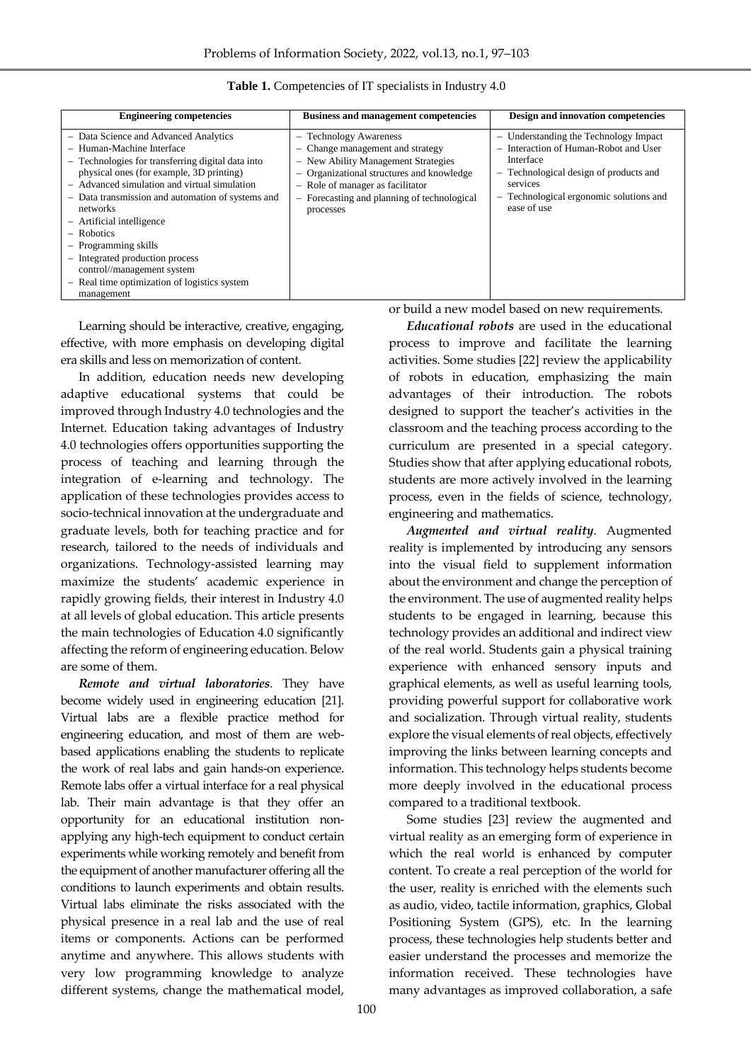**Table 1.** Competencies of IT specialists in Industry 4.0

| Engineering competencies | Business and management competencies | Design and innovation competencies |
|---|---|---|
| – Data Science and Advanced Analytics<br>– Human-Machine Interface<br>– Technologies for transferring digital data into physical ones (for example, 3D printing)<br>– Advanced simulation and virtual simulation<br>– Data transmission and automation of systems and networks<br>– Artificial intelligence<br>– Robotics<br>– Programming skills<br>– Integrated production process control//management system<br>– Real time optimization of logistics system management | – Technology Awareness<br>– Change management and strategy<br>– New Ability Management Strategies<br>– Organizational structures and knowledge<br>– Role of manager as facilitator<br>– Forecasting and planning of technological processes | – Understanding the Technology Impact<br>– Interaction of Human-Robot and User Interface<br>– Technological design of products and services<br>– Technological ergonomic solutions and ease of use |

Learning should be interactive, creative, engaging, effective, with more emphasis on developing digital era skills and less on memorization of content.

In addition, education needs new developing adaptive educational systems that could be improved through Industry 4.0 technologies and the Internet. Education taking advantages of Industry 4.0 technologies offers opportunities supporting the process of teaching and learning through the integration of e-learning and technology. The application of these technologies provides access to socio-technical innovation at the undergraduate and graduate levels, both for teaching practice and for research, tailored to the needs of individuals and organizations. Technology-assisted learning may maximize the students' academic experience in rapidly growing fields, their interest in Industry 4.0 at all levels of global education. This article presents the main technologies of Education 4.0 significantly affecting the reform of engineering education. Below are some of them.

***Remote and virtual laboratories***. They have become widely used in engineering education [21]. Virtual labs are a flexible practice method for engineering education, and most of them are web-based applications enabling the students to replicate the work of real labs and gain hands-on experience. Remote labs offer a virtual interface for a real physical lab. Their main advantage is that they offer an opportunity for an educational institution non-applying any high-tech equipment to conduct certain experiments while working remotely and benefit from the equipment of another manufacturer offering all the conditions to launch experiments and obtain results. Virtual labs eliminate the risks associated with the physical presence in a real lab and the use of real items or components. Actions can be performed anytime and anywhere. This allows students with very low programming knowledge to analyze different systems, change the mathematical model, or build a new model based on new requirements.

***Educational robots*** are used in the educational process to improve and facilitate the learning activities. Some studies [22] review the applicability of robots in education, emphasizing the main advantages of their introduction. The robots designed to support the teacher's activities in the classroom and the teaching process according to the curriculum are presented in a special category. Studies show that after applying educational robots, students are more actively involved in the learning process, even in the fields of science, technology, engineering and mathematics.

***Augmented and virtual reality***. Augmented reality is implemented by introducing any sensors into the visual field to supplement information about the environment and change the perception of the environment. The use of augmented reality helps students to be engaged in learning, because this technology provides an additional and indirect view of the real world. Students gain a physical training experience with enhanced sensory inputs and graphical elements, as well as useful learning tools, providing powerful support for collaborative work and socialization. Through virtual reality, students explore the visual elements of real objects, effectively improving the links between learning concepts and information. This technology helps students become more deeply involved in the educational process compared to a traditional textbook.

Some studies [23] review the augmented and virtual reality as an emerging form of experience in which the real world is enhanced by computer content. To create a real perception of the world for the user, reality is enriched with the elements such as audio, video, tactile information, graphics, Global Positioning System (GPS), etc. In the learning process, these technologies help students better and easier understand the processes and memorize the information received. These technologies have many advantages as improved collaboration, a safe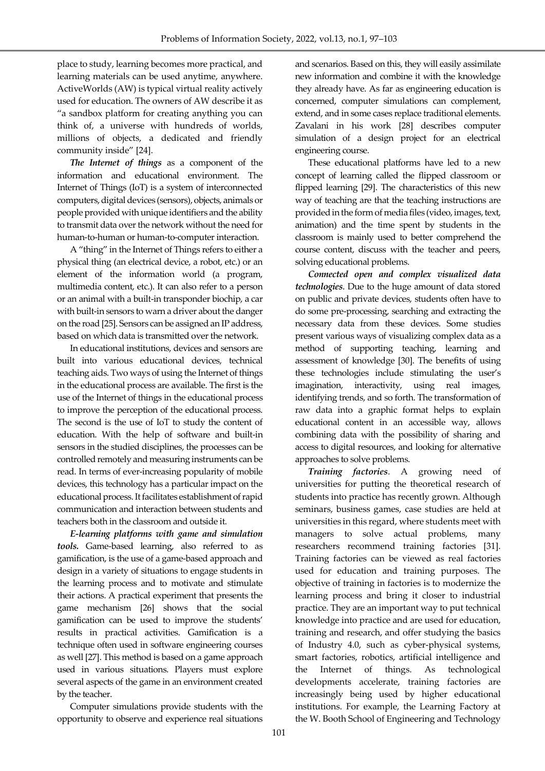place to study, learning becomes more practical, and learning materials can be used anytime, anywhere. ActiveWorlds (AW) is typical virtual reality actively used for education. The owners of AW describe it as "a sandbox platform for creating anything you can think of, a universe with hundreds of worlds, millions of objects, a dedicated and friendly community inside" [24].

***The Internet of things*** as a component of the information and educational environment. The Internet of Things (IoT) is a system of interconnected computers, digital devices (sensors), objects, animals or people provided with unique identifiers and the ability to transmit data over the network without the need for human-to-human or human-to-computer interaction.

A "thing" in the Internet of Things refers to either a physical thing (an electrical device, a robot, etc.) or an element of the information world (a program, multimedia content, etc.). It can also refer to a person or an animal with a built-in transponder biochip, a car with built-in sensors to warn a driver about the danger on the road [25]. Sensors can be assigned an IP address, based on which data is transmitted over the network.

In educational institutions, devices and sensors are built into various educational devices, technical teaching aids. Two ways of using the Internet of things in the educational process are available. The first is the use of the Internet of things in the educational process to improve the perception of the educational process. The second is the use of IoT to study the content of education. With the help of software and built-in sensors in the studied disciplines, the processes can be controlled remotely and measuring instruments can be read. In terms of ever-increasing popularity of mobile devices, this technology has a particular impact on the educational process. It facilitates establishment of rapid communication and interaction between students and teachers both in the classroom and outside it.

***E-learning platforms with game and simulation tools.*** Game-based learning, also referred to as gamification, is the use of a game-based approach and design in a variety of situations to engage students in the learning process and to motivate and stimulate their actions. A practical experiment that presents the game mechanism [26] shows that the social gamification can be used to improve the students' results in practical activities. Gamification is a technique often used in software engineering courses as well [27]. This method is based on a game approach used in various situations. Players must explore several aspects of the game in an environment created by the teacher.

Computer simulations provide students with the opportunity to observe and experience real situations and scenarios. Based on this, they will easily assimilate new information and combine it with the knowledge they already have. As far as engineering education is concerned, computer simulations can complement, extend, and in some cases replace traditional elements. Zavalani in his work [28] describes computer simulation of a design project for an electrical engineering course.

These educational platforms have led to a new concept of learning called the flipped classroom or flipped learning [29]. The characteristics of this new way of teaching are that the teaching instructions are provided in the form of media files (video, images, text, animation) and the time spent by students in the classroom is mainly used to better comprehend the course content, discuss with the teacher and peers, solving educational problems.

***Connected open and complex visualized data technologies***. Due to the huge amount of data stored on public and private devices, students often have to do some pre-processing, searching and extracting the necessary data from these devices. Some studies present various ways of visualizing complex data as a method of supporting teaching, learning and assessment of knowledge [30]. The benefits of using these technologies include stimulating the user's imagination, interactivity, using real images, identifying trends, and so forth. The transformation of raw data into a graphic format helps to explain educational content in an accessible way, allows combining data with the possibility of sharing and access to digital resources, and looking for alternative approaches to solve problems.

***Training factories***. A growing need of universities for putting the theoretical research of students into practice has recently grown. Although seminars, business games, case studies are held at universities in this regard, where students meet with managers to solve actual problems, many researchers recommend training factories [31]. Training factories can be viewed as real factories used for education and training purposes. The objective of training in factories is to modernize the learning process and bring it closer to industrial practice. They are an important way to put technical knowledge into practice and are used for education, training and research, and offer studying the basics of Industry 4.0, such as cyber-physical systems, smart factories, robotics, artificial intelligence and the Internet of things. As technological developments accelerate, training factories are increasingly being used by higher educational institutions. For example, the Learning Factory at the W. Booth School of Engineering and Technology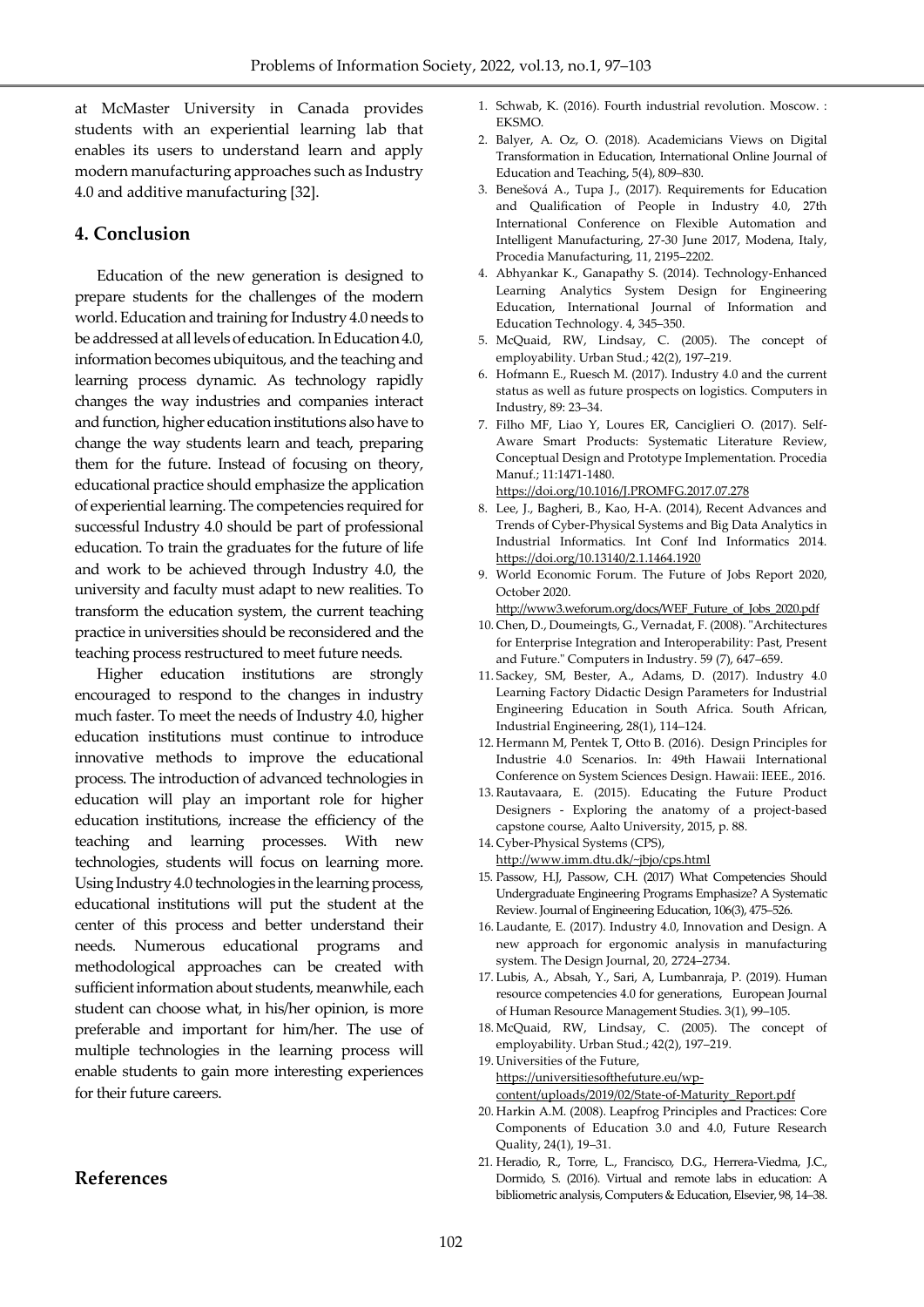at McMaster University in Canada provides students with an experiential learning lab that enables its users to understand learn and apply modern manufacturing approaches such as Industry 4.0 and additive manufacturing [32].

## 4. Conclusion

Education of the new generation is designed to prepare students for the challenges of the modern world. Education and training for Industry 4.0 needs to be addressed at all levels of education. In Education 4.0, information becomes ubiquitous, and the teaching and learning process dynamic. As technology rapidly changes the way industries and companies interact and function, higher education institutions also have to change the way students learn and teach, preparing them for the future. Instead of focusing on theory, educational practice should emphasize the application of experiential learning. The competencies required for successful Industry 4.0 should be part of professional education. To train the graduates for the future of life and work to be achieved through Industry 4.0, the university and faculty must adapt to new realities. To transform the education system, the current teaching practice in universities should be reconsidered and the teaching process restructured to meet future needs.

Higher education institutions are strongly encouraged to respond to the changes in industry much faster. To meet the needs of Industry 4.0, higher education institutions must continue to introduce innovative methods to improve the educational process. The introduction of advanced technologies in education will play an important role for higher education institutions, increase the efficiency of the teaching and learning processes. With new technologies, students will focus on learning more. Using Industry 4.0 technologies in the learning process, educational institutions will put the student at the center of this process and better understand their needs. Numerous educational programs and methodological approaches can be created with sufficient information about students, meanwhile, each student can choose what, in his/her opinion, is more preferable and important for him/her. The use of multiple technologies in the learning process will enable students to gain more interesting experiences for their future careers.

## References

1. Schwab, K. (2016). Fourth industrial revolution. Moscow. : EKSMO.
2. Balyer, A. Oz, O. (2018). Academicians Views on Digital Transformation in Education, International Online Journal of Education and Teaching, 5(4), 809–830.
3. Benešová A., Tupa J., (2017). Requirements for Education and Qualification of People in Industry 4.0, 27th International Conference on Flexible Automation and Intelligent Manufacturing, 27-30 June 2017, Modena, Italy, Procedia Manufacturing, 11, 2195–2202.
4. Abhyankar K., Ganapathy S. (2014). Technology-Enhanced Learning Analytics System Design for Engineering Education, International Journal of Information and Education Technology. 4, 345–350.
5. McQuaid, RW, Lindsay, C. (2005). The concept of employability. Urban Stud.; 42(2), 197–219.
6. Hofmann E., Ruesch M. (2017). Industry 4.0 and the current status as well as future prospects on logistics. Computers in Industry, 89: 23–34.
7. Filho MF, Liao Y, Loures ER, Canciglieri O. (2017). Self-Aware Smart Products: Systematic Literature Review, Conceptual Design and Prototype Implementation. Procedia Manuf.; 11:1471-1480. https://doi.org/10.1016/J.PROMFG.2017.07.278
8. Lee, J., Bagheri, B., Kao, H-A. (2014), Recent Advances and Trends of Cyber-Physical Systems and Big Data Analytics in Industrial Informatics. Int Conf Ind Informatics 2014. https://doi.org/10.13140/2.1.1464.1920
9. World Economic Forum. The Future of Jobs Report 2020, October 2020. http://www3.weforum.org/docs/WEF_Future_of_Jobs_2020.pdf
10. Chen, D., Doumeingts, G., Vernadat, F. (2008). "Architectures for Enterprise Integration and Interoperability: Past, Present and Future." Computers in Industry. 59 (7), 647–659.
11. Sackey, SM, Bester, A., Adams, D. (2017). Industry 4.0 Learning Factory Didactic Design Parameters for Industrial Engineering Education in South Africa. South African, Industrial Engineering, 28(1), 114–124.
12. Hermann M, Pentek T, Otto B. (2016). Design Principles for Industrie 4.0 Scenarios. In: 49th Hawaii International Conference on System Sciences Design. Hawaii: IEEE., 2016.
13. Rautavaara, E. (2015). Educating the Future Product Designers - Exploring the anatomy of a project-based capstone course, Aalto University, 2015, p. 88.
14. Cyber-Physical Systems (CPS), http://www.imm.dtu.dk/~jbjo/cps.html
15. Passow, H.J, Passow, C.H. (2017) What Competencies Should Undergraduate Engineering Programs Emphasize? A Systematic Review. Journal of Engineering Education, 106(3), 475–526.
16. Laudante, E. (2017). Industry 4.0, Innovation and Design. A new approach for ergonomic analysis in manufacturing system. The Design Journal, 20, 2724–2734.
17. Lubis, A., Absah, Y., Sari, A, Lumbanraja, P. (2019). Human resource competencies 4.0 for generations, European Journal of Human Resource Management Studies. 3(1), 99–105.
18. McQuaid, RW, Lindsay, C. (2005). The concept of employability. Urban Stud.; 42(2), 197–219.
19. Universities of the Future, https://universitiesofthefuture.eu/wp-content/uploads/2019/02/State-of-Maturity_Report.pdf
20. Harkin A.M. (2008). Leapfrog Principles and Practices: Core Components of Education 3.0 and 4.0, Future Research Quality, 24(1), 19–31.
21. Heradio, R., Torre, L., Francisco, D.G., Herrera-Viedma, J.C., Dormido, S. (2016). Virtual and remote labs in education: A bibliometric analysis, Computers & Education, Elsevier, 98, 14–38.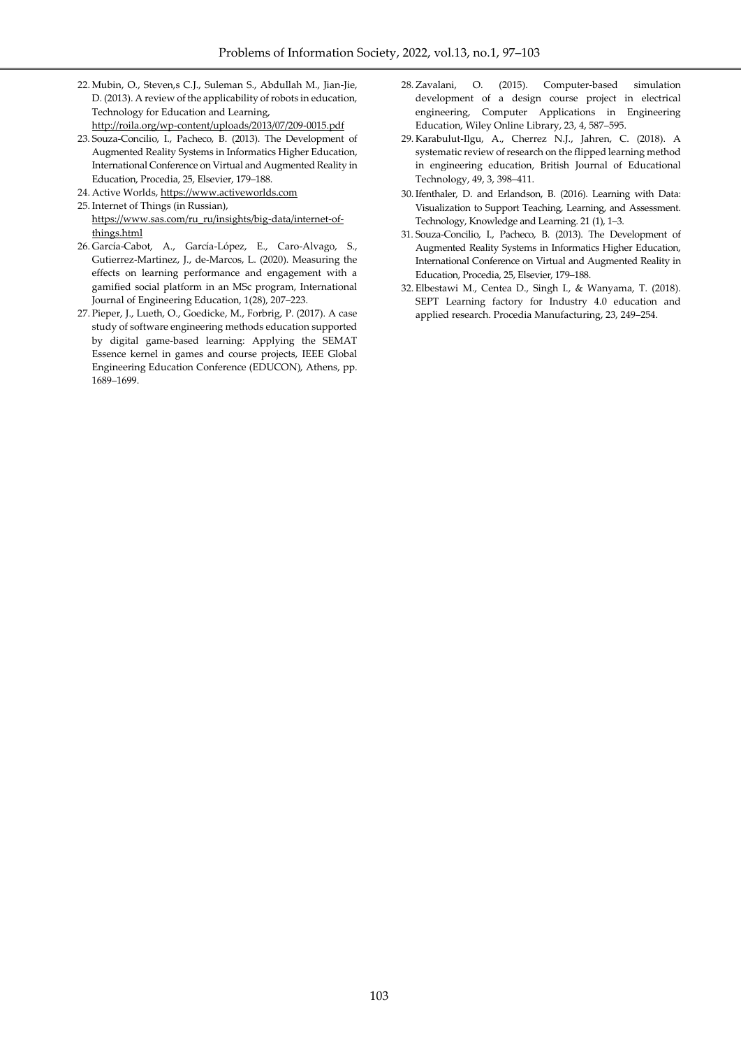22. Mubin, O., Steven,s C.J., Suleman S., Abdullah M., Jian-Jie, D. (2013). A review of the applicability of robots in education, Technology for Education and Learning, http://roila.org/wp-content/uploads/2013/07/209-0015.pdf
23. Souza-Concilio, I., Pacheco, B. (2013). The Development of Augmented Reality Systems in Informatics Higher Education, International Conference on Virtual and Augmented Reality in Education, Procedia, 25, Elsevier, 179–188.
24. Active Worlds, https://www.activeworlds.com
25. Internet of Things (in Russian), https://www.sas.com/ru_ru/insights/big-data/internet-of-things.html
26. García-Cabot, A., García-López, E., Caro-Alvago, S., Gutierrez-Martinez, J., de-Marcos, L. (2020). Measuring the effects on learning performance and engagement with a gamified social platform in an MSc program, International Journal of Engineering Education, 1(28), 207–223.
27. Pieper, J., Lueth, O., Goedicke, M., Forbrig, P. (2017). A case study of software engineering methods education supported by digital game-based learning: Applying the SEMAT Essence kernel in games and course projects, IEEE Global Engineering Education Conference (EDUCON), Athens, pp. 1689–1699.
28. Zavalani, O. (2015). Computer-based simulation development of a design course project in electrical engineering, Computer Applications in Engineering Education, Wiley Online Library, 23, 4, 587–595.
29. Karabulut-Ilgu, A., Cherrez N.J., Jahren, C. (2018). A systematic review of research on the flipped learning method in engineering education, British Journal of Educational Technology, 49, 3, 398–411.
30. Ifenthaler, D. and Erlandson, B. (2016). Learning with Data: Visualization to Support Teaching, Learning, and Assessment. Technology, Knowledge and Learning. 21 (1), 1–3.
31. Souza-Concilio, I., Pacheco, B. (2013). The Development of Augmented Reality Systems in Informatics Higher Education, International Conference on Virtual and Augmented Reality in Education, Procedia, 25, Elsevier, 179–188.
32. Elbestawi M., Centea D., Singh I., & Wanyama, T. (2018). SEPT Learning factory for Industry 4.0 education and applied research. Procedia Manufacturing, 23, 249–254.